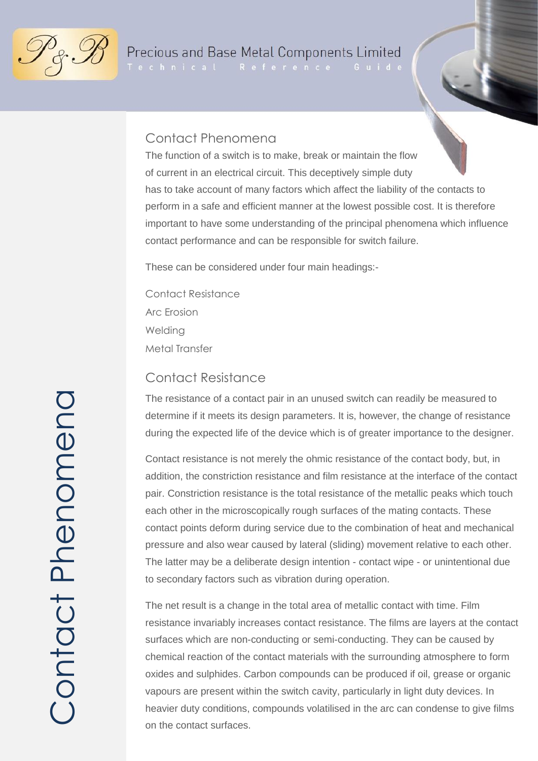## Contact Phenomena

The function of a switch is to make, break or maintain the flow of current in an electrical circuit. This deceptively simple duty has to take account of many factors which affect the liability of the contacts to perform in a safe and efficient manner at the lowest possible cost. It is therefore important to have some understanding of the principal phenomena which influence contact performance and can be responsible for switch failure.

These can be considered under four main headings:-

Contact Resistance
Arc Erosion
Welding
Metal Transfer

## Contact Resistance

The resistance of a contact pair in an unused switch can readily be measured to determine if it meets its design parameters. It is, however, the change of resistance during the expected life of the device which is of greater importance to the designer.

Contact resistance is not merely the ohmic resistance of the contact body, but, in addition, the constriction resistance and film resistance at the interface of the contact pair. Constriction resistance is the total resistance of the metallic peaks which touch each other in the microscopically rough surfaces of the mating contacts. These contact points deform during service due to the combination of heat and mechanical pressure and also wear caused by lateral (sliding) movement relative to each other. The latter may be a deliberate design intention - contact wipe - or unintentional due to secondary factors such as vibration during operation.

The net result is a change in the total area of metallic contact with time. Film resistance invariably increases contact resistance. The films are layers at the contact surfaces which are non-conducting or semi-conducting. They can be caused by chemical reaction of the contact materials with the surrounding atmosphere to form oxides and sulphides. Carbon compounds can be produced if oil, grease or organic vapours are present within the switch cavity, particularly in light duty devices. In heavier duty conditions, compounds volatilised in the arc can condense to give films on the contact surfaces.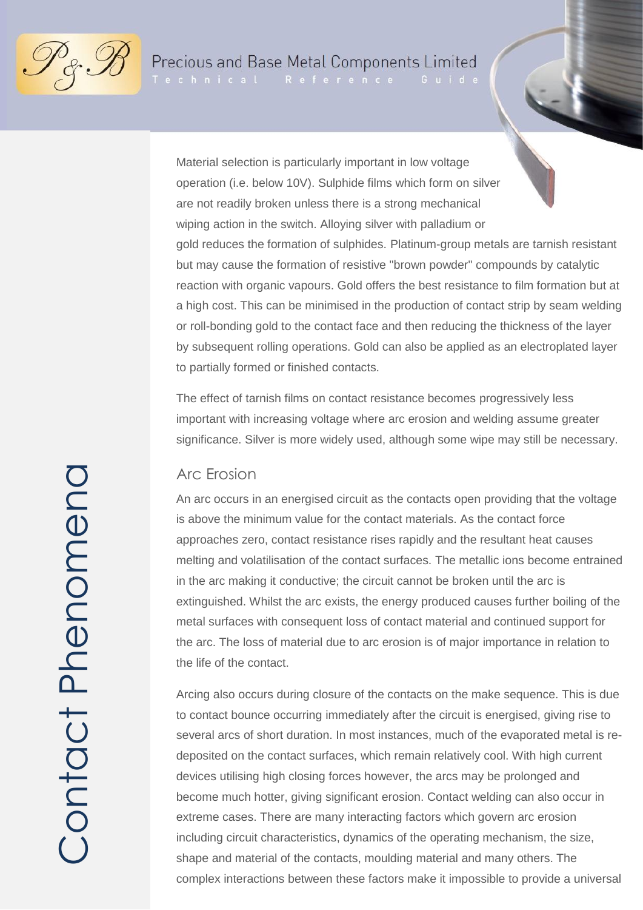Material selection is particularly important in low voltage operation (i.e. below 10V). Sulphide films which form on silver are not readily broken unless there is a strong mechanical wiping action in the switch. Alloying silver with palladium or gold reduces the formation of sulphides. Platinum-group metals are tarnish resistant but may cause the formation of resistive "brown powder" compounds by catalytic reaction with organic vapours. Gold offers the best resistance to film formation but at a high cost. This can be minimised in the production of contact strip by seam welding or roll-bonding gold to the contact face and then reducing the thickness of the layer by subsequent rolling operations. Gold can also be applied as an electroplated layer to partially formed or finished contacts.

The effect of tarnish films on contact resistance becomes progressively less important with increasing voltage where arc erosion and welding assume greater significance. Silver is more widely used, although some wipe may still be necessary.

## Arc Erosion

An arc occurs in an energised circuit as the contacts open providing that the voltage is above the minimum value for the contact materials. As the contact force approaches zero, contact resistance rises rapidly and the resultant heat causes melting and volatilisation of the contact surfaces. The metallic ions become entrained in the arc making it conductive; the circuit cannot be broken until the arc is extinguished. Whilst the arc exists, the energy produced causes further boiling of the metal surfaces with consequent loss of contact material and continued support for the arc. The loss of material due to arc erosion is of major importance in relation to the life of the contact.

Arcing also occurs during closure of the contacts on the make sequence. This is due to contact bounce occurring immediately after the circuit is energised, giving rise to several arcs of short duration. In most instances, much of the evaporated metal is re-deposited on the contact surfaces, which remain relatively cool. With high current devices utilising high closing forces however, the arcs may be prolonged and become much hotter, giving significant erosion. Contact welding can also occur in extreme cases. There are many interacting factors which govern arc erosion including circuit characteristics, dynamics of the operating mechanism, the size, shape and material of the contacts, moulding material and many others. The complex interactions between these factors make it impossible to provide a universal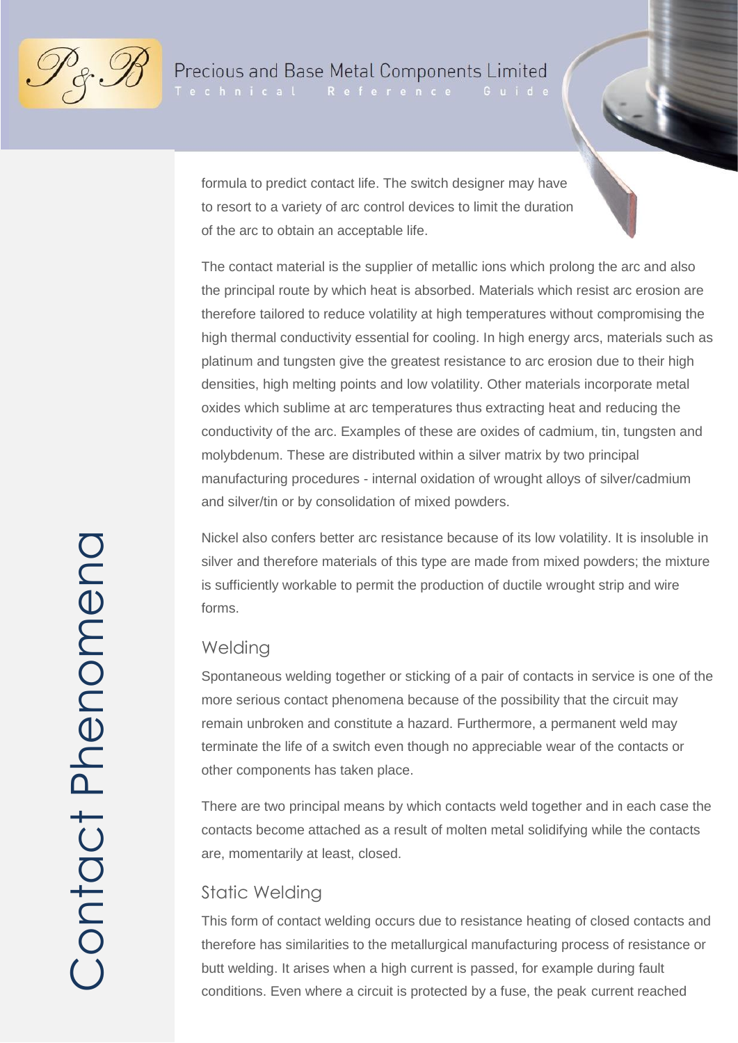formula to predict contact life. The switch designer may have to resort to a variety of arc control devices to limit the duration of the arc to obtain an acceptable life.

The contact material is the supplier of metallic ions which prolong the arc and also the principal route by which heat is absorbed. Materials which resist arc erosion are therefore tailored to reduce volatility at high temperatures without compromising the high thermal conductivity essential for cooling. In high energy arcs, materials such as platinum and tungsten give the greatest resistance to arc erosion due to their high densities, high melting points and low volatility. Other materials incorporate metal oxides which sublime at arc temperatures thus extracting heat and reducing the conductivity of the arc. Examples of these are oxides of cadmium, tin, tungsten and molybdenum. These are distributed within a silver matrix by two principal manufacturing procedures - internal oxidation of wrought alloys of silver/cadmium and silver/tin or by consolidation of mixed powders.

Nickel also confers better arc resistance because of its low volatility. It is insoluble in silver and therefore materials of this type are made from mixed powders; the mixture is sufficiently workable to permit the production of ductile wrought strip and wire forms.

## Welding

Spontaneous welding together or sticking of a pair of contacts in service is one of the more serious contact phenomena because of the possibility that the circuit may remain unbroken and constitute a hazard. Furthermore, a permanent weld may terminate the life of a switch even though no appreciable wear of the contacts or other components has taken place.

There are two principal means by which contacts weld together and in each case the contacts become attached as a result of molten metal solidifying while the contacts are, momentarily at least, closed.

## Static Welding

This form of contact welding occurs due to resistance heating of closed contacts and therefore has similarities to the metallurgical manufacturing process of resistance or butt welding. It arises when a high current is passed, for example during fault conditions. Even where a circuit is protected by a fuse, the peak current reached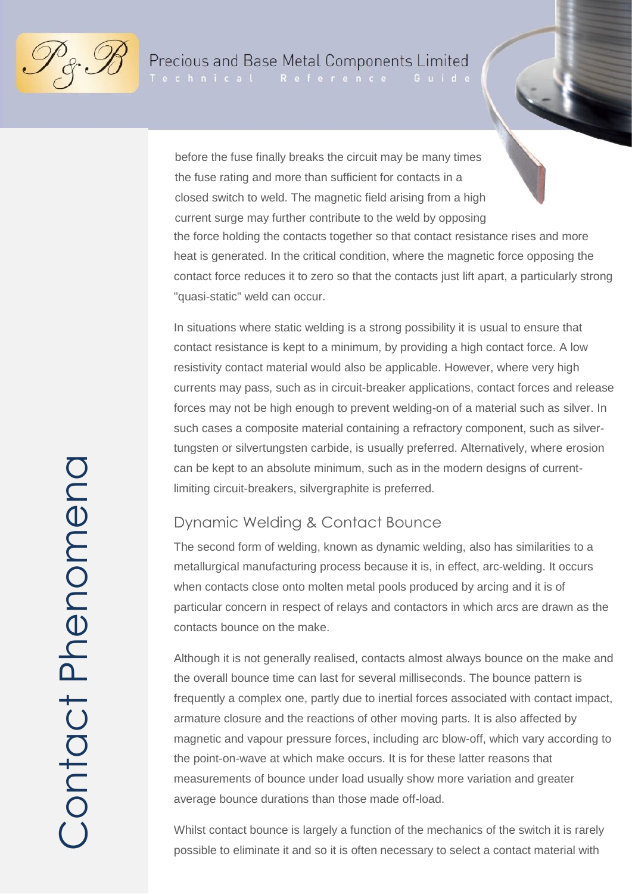before the fuse finally breaks the circuit may be many times the fuse rating and more than sufficient for contacts in a closed switch to weld. The magnetic field arising from a high current surge may further contribute to the weld by opposing the force holding the contacts together so that contact resistance rises and more heat is generated. In the critical condition, where the magnetic force opposing the contact force reduces it to zero so that the contacts just lift apart, a particularly strong "quasi-static" weld can occur.

In situations where static welding is a strong possibility it is usual to ensure that contact resistance is kept to a minimum, by providing a high contact force. A low resistivity contact material would also be applicable. However, where very high currents may pass, such as in circuit-breaker applications, contact forces and release forces may not be high enough to prevent welding-on of a material such as silver. In such cases a composite material containing a refractory component, such as silver-tungsten or silvertungsten carbide, is usually preferred. Alternatively, where erosion can be kept to an absolute minimum, such as in the modern designs of current-limiting circuit-breakers, silvergraphite is preferred.

## Dynamic Welding & Contact Bounce

The second form of welding, known as dynamic welding, also has similarities to a metallurgical manufacturing process because it is, in effect, arc-welding. It occurs when contacts close onto molten metal pools produced by arcing and it is of particular concern in respect of relays and contactors in which arcs are drawn as the contacts bounce on the make.

Although it is not generally realised, contacts almost always bounce on the make and the overall bounce time can last for several milliseconds. The bounce pattern is frequently a complex one, partly due to inertial forces associated with contact impact, armature closure and the reactions of other moving parts. It is also affected by magnetic and vapour pressure forces, including arc blow-off, which vary according to the point-on-wave at which make occurs. It is for these latter reasons that measurements of bounce under load usually show more variation and greater average bounce durations than those made off-load.

Whilst contact bounce is largely a function of the mechanics of the switch it is rarely possible to eliminate it and so it is often necessary to select a contact material with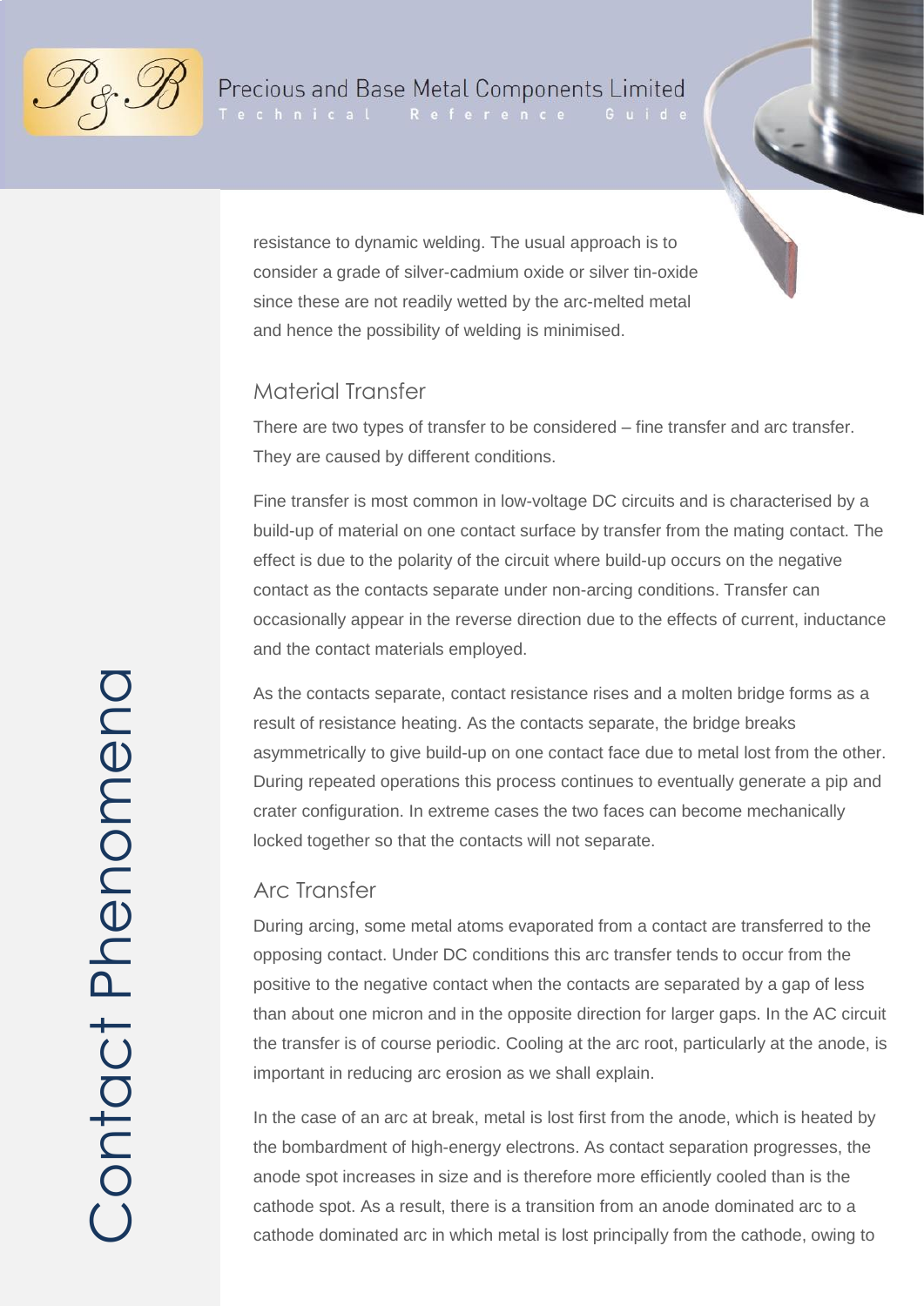resistance to dynamic welding. The usual approach is to consider a grade of silver-cadmium oxide or silver tin-oxide since these are not readily wetted by the arc-melted metal and hence the possibility of welding is minimised.

## Material Transfer

There are two types of transfer to be considered – fine transfer and arc transfer. They are caused by different conditions.

Fine transfer is most common in low-voltage DC circuits and is characterised by a build-up of material on one contact surface by transfer from the mating contact. The effect is due to the polarity of the circuit where build-up occurs on the negative contact as the contacts separate under non-arcing conditions. Transfer can occasionally appear in the reverse direction due to the effects of current, inductance and the contact materials employed.

As the contacts separate, contact resistance rises and a molten bridge forms as a result of resistance heating. As the contacts separate, the bridge breaks asymmetrically to give build-up on one contact face due to metal lost from the other. During repeated operations this process continues to eventually generate a pip and crater configuration. In extreme cases the two faces can become mechanically locked together so that the contacts will not separate.

## Arc Transfer

During arcing, some metal atoms evaporated from a contact are transferred to the opposing contact. Under DC conditions this arc transfer tends to occur from the positive to the negative contact when the contacts are separated by a gap of less than about one micron and in the opposite direction for larger gaps. In the AC circuit the transfer is of course periodic. Cooling at the arc root, particularly at the anode, is important in reducing arc erosion as we shall explain.

In the case of an arc at break, metal is lost first from the anode, which is heated by the bombardment of high-energy electrons. As contact separation progresses, the anode spot increases in size and is therefore more efficiently cooled than is the cathode spot. As a result, there is a transition from an anode dominated arc to a cathode dominated arc in which metal is lost principally from the cathode, owing to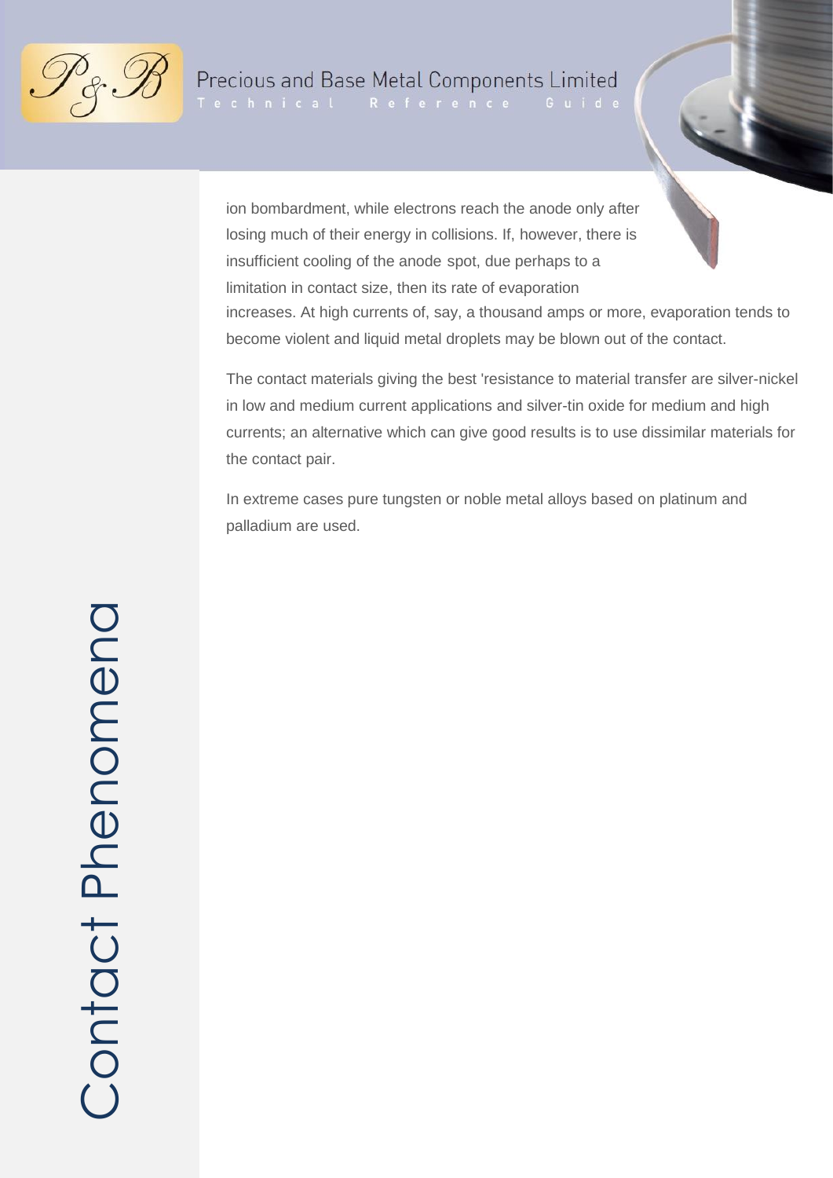ion bombardment, while electrons reach the anode only after losing much of their energy in collisions. If, however, there is insufficient cooling of the anode spot, due perhaps to a limitation in contact size, then its rate of evaporation increases. At high currents of, say, a thousand amps or more, evaporation tends to become violent and liquid metal droplets may be blown out of the contact.

The contact materials giving the best 'resistance to material transfer are silver-nickel in low and medium current applications and silver-tin oxide for medium and high currents; an alternative which can give good results is to use dissimilar materials for the contact pair.

In extreme cases pure tungsten or noble metal alloys based on platinum and palladium are used.